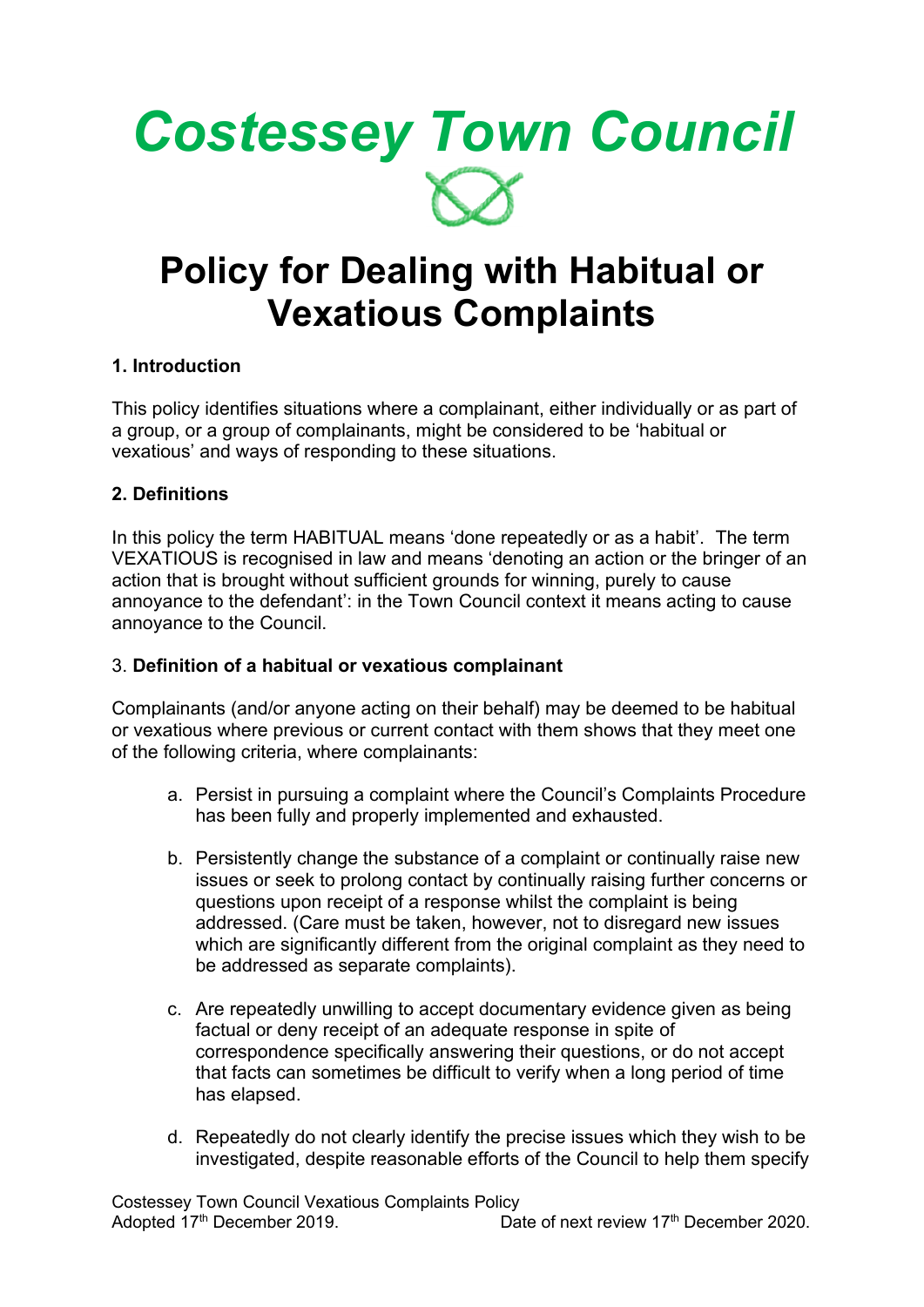# Costessey Town Council

# Policy for Dealing with Habitual or Vexatious Complaints

## 1. Introduction

This policy identifies situations where a complainant, either individually or as part of a group, or a group of complainants, might be considered to be 'habitual or vexatious' and ways of responding to these situations.

## 2. Definitions

In this policy the term HABITUAL means 'done repeatedly or as a habit'. The term VEXATIOUS is recognised in law and means 'denoting an action or the bringer of an action that is brought without sufficient grounds for winning, purely to cause annoyance to the defendant': in the Town Council context it means acting to cause annoyance to the Council.

## 3. Definition of a habitual or vexatious complainant

Complainants (and/or anyone acting on their behalf) may be deemed to be habitual or vexatious where previous or current contact with them shows that they meet one of the following criteria, where complainants:

a. Persist in pursuing a complaint where the Council's Complaints Procedure has been fully and properly implemented and exhausted.

b. Persistently change the substance of a complaint or continually raise new issues or seek to prolong contact by continually raising further concerns or questions upon receipt of a response whilst the complaint is being addressed. (Care must be taken, however, not to disregard new issues which are significantly different from the original complaint as they need to be addressed as separate complaints).

c. Are repeatedly unwilling to accept documentary evidence given as being factual or deny receipt of an adequate response in spite of correspondence specifically answering their questions, or do not accept that facts can sometimes be difficult to verify when a long period of time has elapsed.

d. Repeatedly do not clearly identify the precise issues which they wish to be investigated, despite reasonable efforts of the Council to help them specify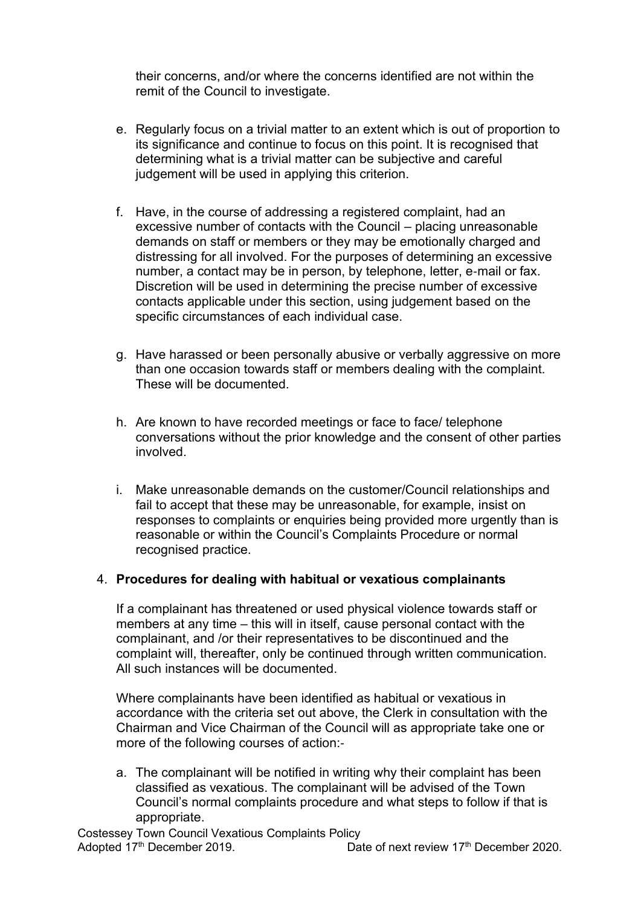their concerns, and/or where the concerns identified are not within the remit of the Council to investigate.

e. Regularly focus on a trivial matter to an extent which is out of proportion to its significance and continue to focus on this point. It is recognised that determining what is a trivial matter can be subjective and careful judgement will be used in applying this criterion.

f. Have, in the course of addressing a registered complaint, had an excessive number of contacts with the Council – placing unreasonable demands on staff or members or they may be emotionally charged and distressing for all involved. For the purposes of determining an excessive number, a contact may be in person, by telephone, letter, e-mail or fax. Discretion will be used in determining the precise number of excessive contacts applicable under this section, using judgement based on the specific circumstances of each individual case.

g. Have harassed or been personally abusive or verbally aggressive on more than one occasion towards staff or members dealing with the complaint. These will be documented.

h. Are known to have recorded meetings or face to face/ telephone conversations without the prior knowledge and the consent of other parties involved.

i. Make unreasonable demands on the customer/Council relationships and fail to accept that these may be unreasonable, for example, insist on responses to complaints or enquiries being provided more urgently than is reasonable or within the Council's Complaints Procedure or normal recognised practice.

4. **Procedures for dealing with habitual or vexatious complainants**

If a complainant has threatened or used physical violence towards staff or members at any time – this will in itself, cause personal contact with the complainant, and /or their representatives to be discontinued and the complaint will, thereafter, only be continued through written communication. All such instances will be documented.

Where complainants have been identified as habitual or vexatious in accordance with the criteria set out above, the Clerk in consultation with the Chairman and Vice Chairman of the Council will as appropriate take one or more of the following courses of action:-

a. The complainant will be notified in writing why their complaint has been classified as vexatious. The complainant will be advised of the Town Council's normal complaints procedure and what steps to follow if that is appropriate.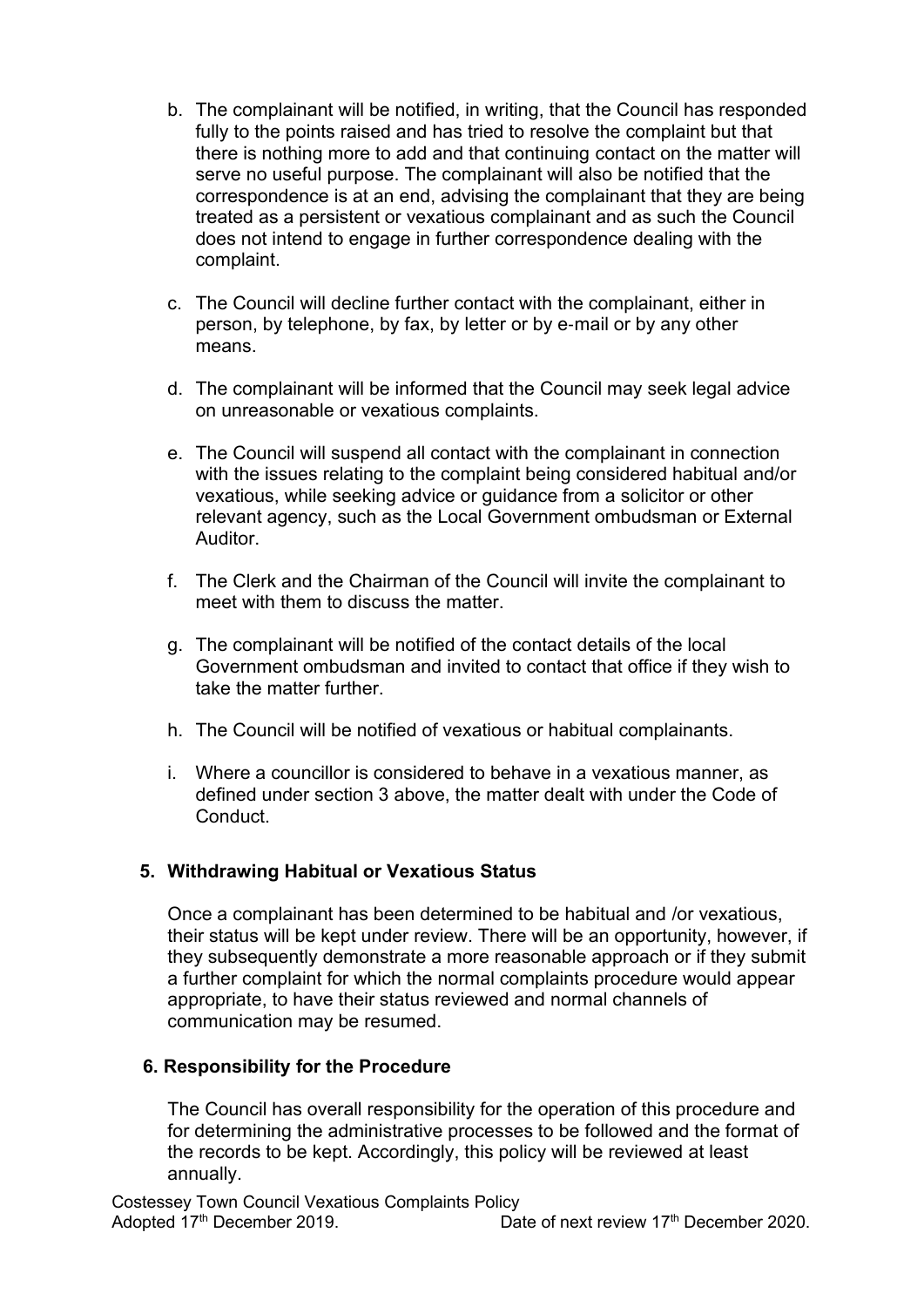b. The complainant will be notified, in writing, that the Council has responded fully to the points raised and has tried to resolve the complaint but that there is nothing more to add and that continuing contact on the matter will serve no useful purpose. The complainant will also be notified that the correspondence is at an end, advising the complainant that they are being treated as a persistent or vexatious complainant and as such the Council does not intend to engage in further correspondence dealing with the complaint.

c. The Council will decline further contact with the complainant, either in person, by telephone, by fax, by letter or by e-mail or by any other means.

d. The complainant will be informed that the Council may seek legal advice on unreasonable or vexatious complaints.

e. The Council will suspend all contact with the complainant in connection with the issues relating to the complaint being considered habitual and/or vexatious, while seeking advice or guidance from a solicitor or other relevant agency, such as the Local Government ombudsman or External Auditor.

f. The Clerk and the Chairman of the Council will invite the complainant to meet with them to discuss the matter.

g. The complainant will be notified of the contact details of the local Government ombudsman and invited to contact that office if they wish to take the matter further.

h. The Council will be notified of vexatious or habitual complainants.

i. Where a councillor is considered to behave in a vexatious manner, as defined under section 3 above, the matter dealt with under the Code of Conduct.

## 5. Withdrawing Habitual or Vexatious Status

Once a complainant has been determined to be habitual and /or vexatious, their status will be kept under review. There will be an opportunity, however, if they subsequently demonstrate a more reasonable approach or if they submit a further complaint for which the normal complaints procedure would appear appropriate, to have their status reviewed and normal channels of communication may be resumed.

## 6. Responsibility for the Procedure

The Council has overall responsibility for the operation of this procedure and for determining the administrative processes to be followed and the format of the records to be kept. Accordingly, this policy will be reviewed at least annually.